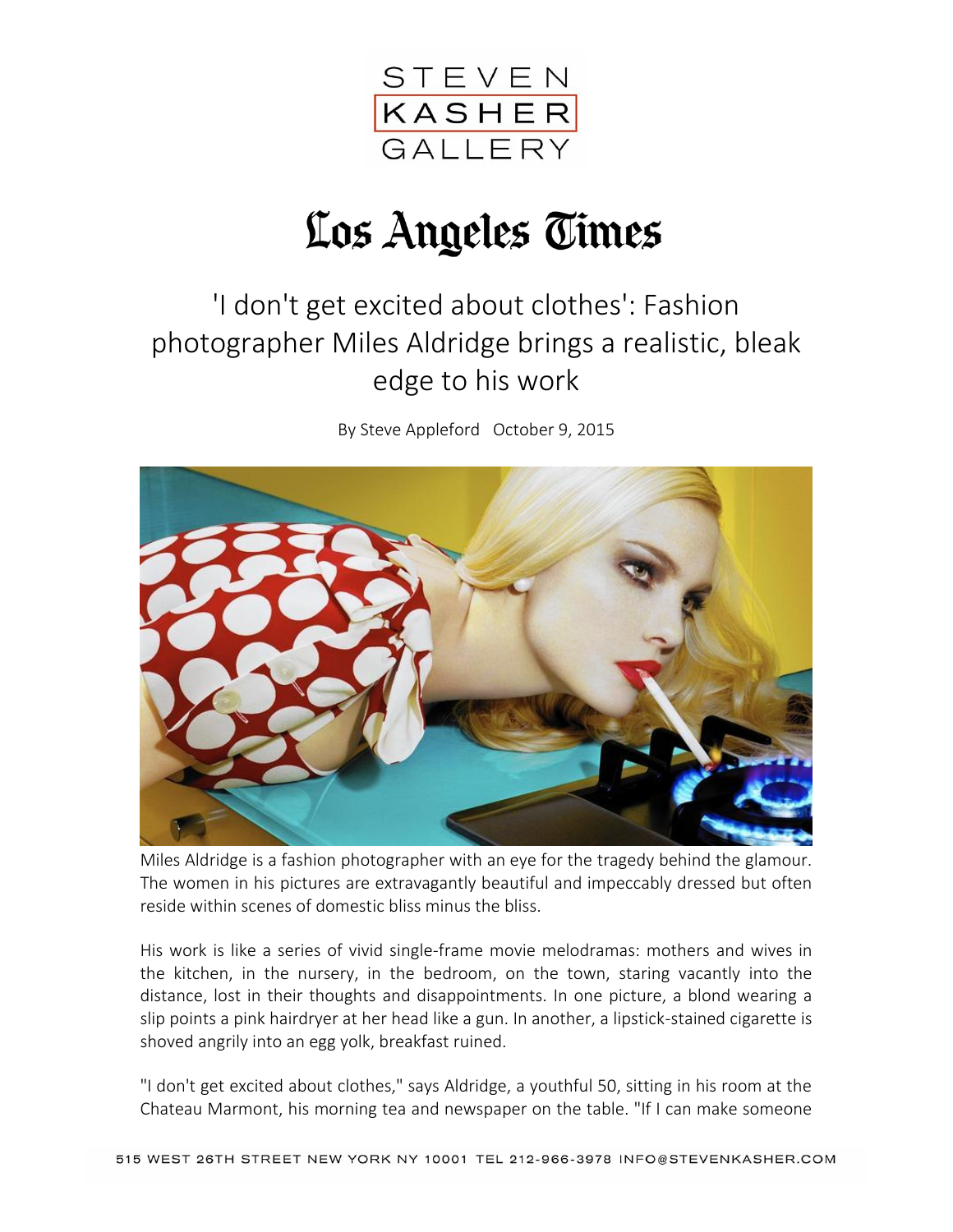STEVEN
KASHER
GALLERY

# Los Angeles Times

## 'I don't get excited about clothes': Fashion photographer Miles Aldridge brings a realistic, bleak edge to his work

By Steve Appleford October 9, 2015

Miles Aldridge is a fashion photographer with an eye for the tragedy behind the glamour. The women in his pictures are extravagantly beautiful and impeccably dressed but often reside within scenes of domestic bliss minus the bliss.

His work is like a series of vivid single-frame movie melodramas: mothers and wives in the kitchen, in the nursery, in the bedroom, on the town, staring vacantly into the distance, lost in their thoughts and disappointments. In one picture, a blond wearing a slip points a pink hairdryer at her head like a gun. In another, a lipstick-stained cigarette is shoved angrily into an egg yolk, breakfast ruined.

"I don't get excited about clothes," says Aldridge, a youthful 50, sitting in his room at the Chateau Marmont, his morning tea and newspaper on the table. "If I can make someone

515 WEST 26TH STREET NEW YORK NY 10001 TEL 212-966-3978 INFO@STEVENKASHER.COM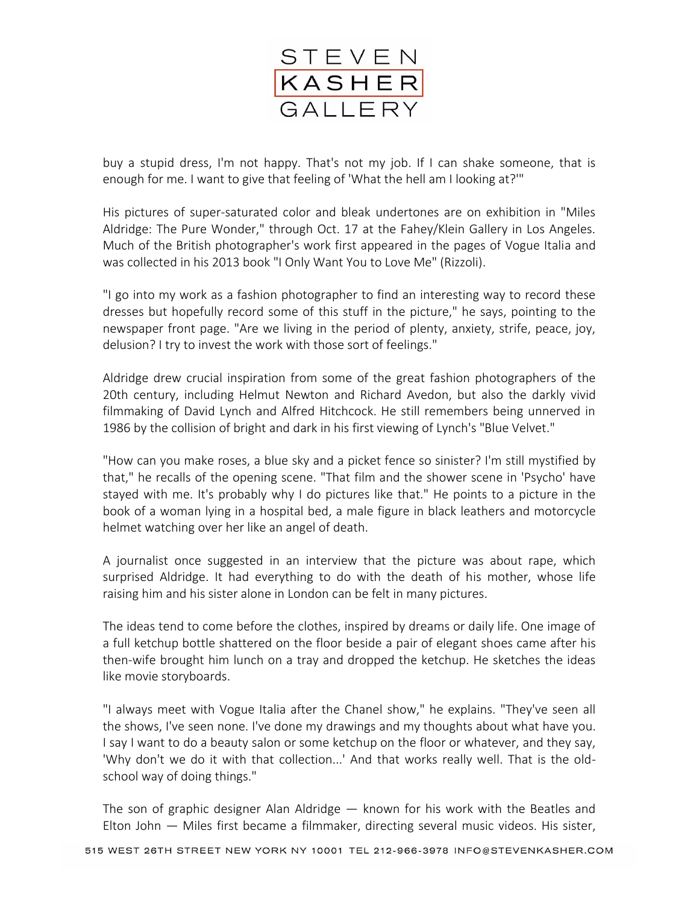buy a stupid dress, I'm not happy. That's not my job. If I can shake someone, that is enough for me. I want to give that feeling of 'What the hell am I looking at?'"

His pictures of super-saturated color and bleak undertones are on exhibition in "Miles Aldridge: The Pure Wonder," through Oct. 17 at the Fahey/Klein Gallery in Los Angeles. Much of the British photographer's work first appeared in the pages of Vogue Italia and was collected in his 2013 book "I Only Want You to Love Me" (Rizzoli).

"I go into my work as a fashion photographer to find an interesting way to record these dresses but hopefully record some of this stuff in the picture," he says, pointing to the newspaper front page. "Are we living in the period of plenty, anxiety, strife, peace, joy, delusion? I try to invest the work with those sort of feelings."

Aldridge drew crucial inspiration from some of the great fashion photographers of the 20th century, including Helmut Newton and Richard Avedon, but also the darkly vivid filmmaking of David Lynch and Alfred Hitchcock. He still remembers being unnerved in 1986 by the collision of bright and dark in his first viewing of Lynch's "Blue Velvet."

"How can you make roses, a blue sky and a picket fence so sinister? I'm still mystified by that," he recalls of the opening scene. "That film and the shower scene in 'Psycho' have stayed with me. It's probably why I do pictures like that." He points to a picture in the book of a woman lying in a hospital bed, a male figure in black leathers and motorcycle helmet watching over her like an angel of death.

A journalist once suggested in an interview that the picture was about rape, which surprised Aldridge. It had everything to do with the death of his mother, whose life raising him and his sister alone in London can be felt in many pictures.

The ideas tend to come before the clothes, inspired by dreams or daily life. One image of a full ketchup bottle shattered on the floor beside a pair of elegant shoes came after his then-wife brought him lunch on a tray and dropped the ketchup. He sketches the ideas like movie storyboards.

"I always meet with Vogue Italia after the Chanel show," he explains. "They've seen all the shows, I've seen none. I've done my drawings and my thoughts about what have you. I say I want to do a beauty salon or some ketchup on the floor or whatever, and they say, 'Why don't we do it with that collection...' And that works really well. That is the old-school way of doing things."

The son of graphic designer Alan Aldridge — known for his work with the Beatles and Elton John — Miles first became a filmmaker, directing several music videos. His sister,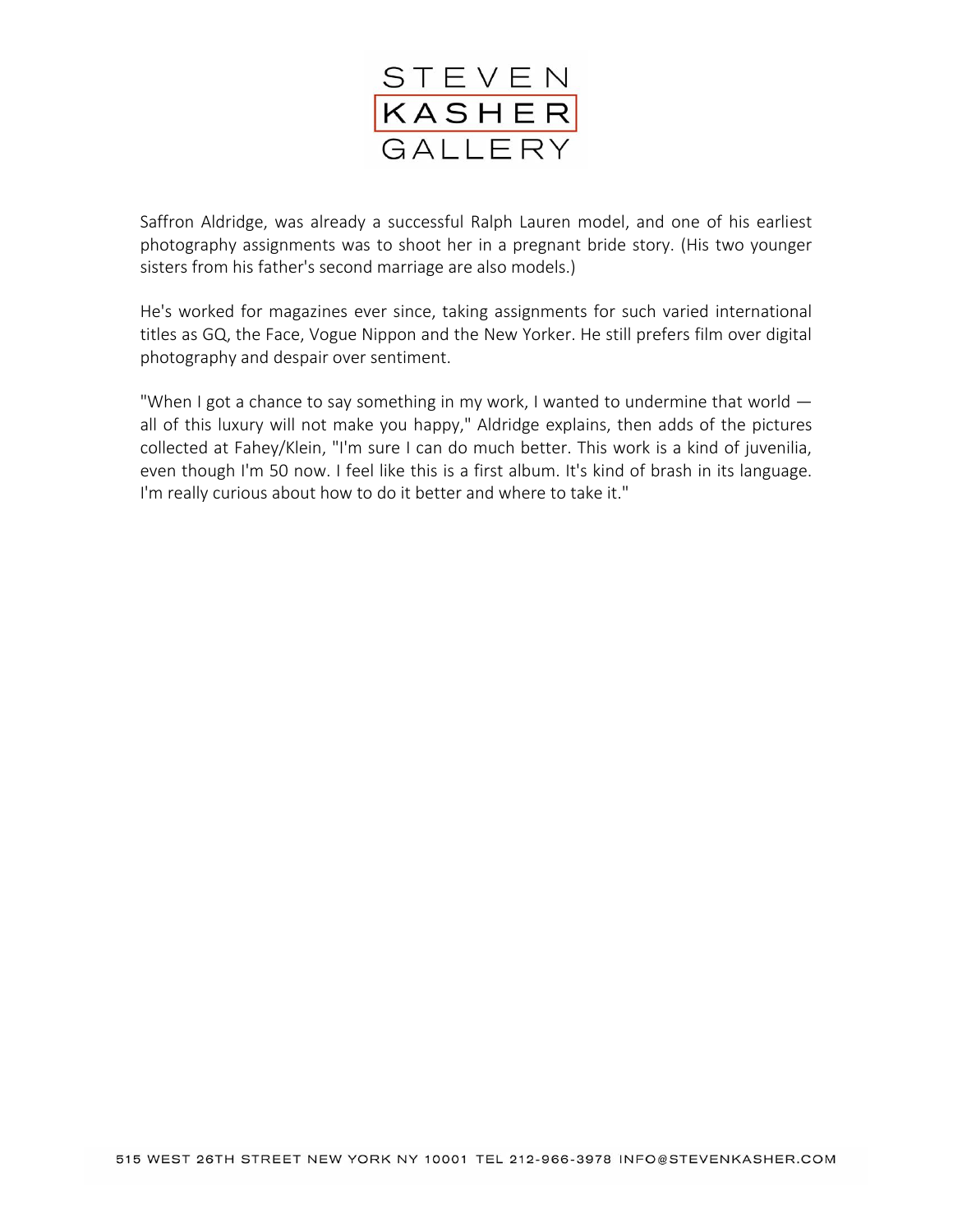Saffron Aldridge, was already a successful Ralph Lauren model, and one of his earliest photography assignments was to shoot her in a pregnant bride story. (His two younger sisters from his father's second marriage are also models.)

He's worked for magazines ever since, taking assignments for such varied international titles as GQ, the Face, Vogue Nippon and the New Yorker. He still prefers film over digital photography and despair over sentiment.

"When I got a chance to say something in my work, I wanted to undermine that world — all of this luxury will not make you happy," Aldridge explains, then adds of the pictures collected at Fahey/Klein, "I'm sure I can do much better. This work is a kind of juvenilia, even though I'm 50 now. I feel like this is a first album. It's kind of brash in its language. I'm really curious about how to do it better and where to take it."